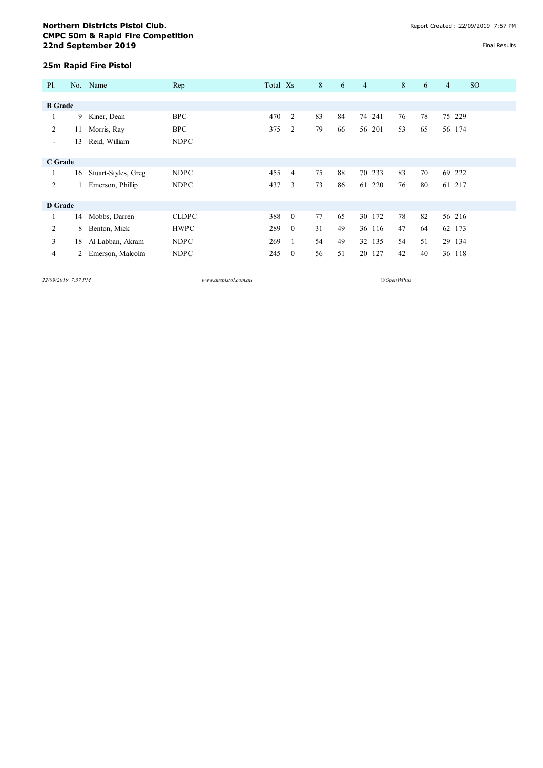**Northern Districts Pistol Club.**
**CMPC 50m & Rapid Fire Competition**
**22nd September 2019**

Report Created : 22/09/2019 7:57 PM

Final Results

### 25m Rapid Fire Pistol

| Pl. | No. | Name | Rep | Total | Xs | 8 | 6 | 4 | | 8 | 6 | 4 | | SO |
|---|---|---|---|---|---|---|---|---|---|---|---|---|---|---|
| **B Grade** | | | | | | | | | | | | | | |
| 1 | 9 | Kiner, Dean | BPC | 470 | 2 | 83 | 84 | 74 | 241 | 76 | 78 | 75 | 229 | |
| 2 | 11 | Morris, Ray | BPC | 375 | 2 | 79 | 66 | 56 | 201 | 53 | 65 | 56 | 174 | |
| - | 13 | Reid, William | NDPC | | | | | | | | | | | |
| **C Grade** | | | | | | | | | | | | | | |
| 1 | 16 | Stuart-Styles, Greg | NDPC | 455 | 4 | 75 | 88 | 70 | 233 | 83 | 70 | 69 | 222 | |
| 2 | 1 | Emerson, Phillip | NDPC | 437 | 3 | 73 | 86 | 61 | 220 | 76 | 80 | 61 | 217 | |
| **D Grade** | | | | | | | | | | | | | | |
| 1 | 14 | Mobbs, Darren | CLDPC | 388 | 0 | 77 | 65 | 30 | 172 | 78 | 82 | 56 | 216 | |
| 2 | 8 | Benton, Mick | HWPC | 289 | 0 | 31 | 49 | 36 | 116 | 47 | 64 | 62 | 173 | |
| 3 | 18 | Al Labban, Akram | NDPC | 269 | 1 | 54 | 49 | 32 | 135 | 54 | 51 | 29 | 134 | |
| 4 | 2 | Emerson, Malcolm | NDPC | 245 | 0 | 56 | 51 | 20 | 127 | 42 | 40 | 36 | 118 | |

*22/09/2019 7:57 PM* *www.auspistol.com.au* *© OpenWPlus*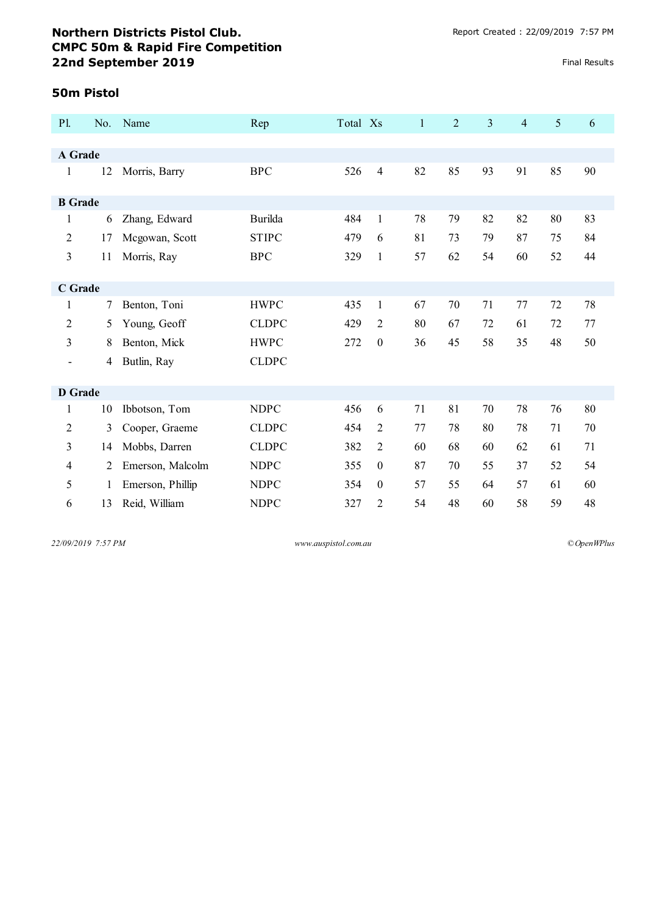# Northern Districts Pistol Club.
# CMPC 50m & Rapid Fire Competition
# 22nd September 2019

Report Created : 22/09/2019 7:57 PM

Final Results

## 50m Pistol

| Pl. | No. | Name | Rep | Total | Xs | 1 | 2 | 3 | 4 | 5 | 6 |
|---|---|---|---|---|---|---|---|---|---|---|---|
| **A Grade** | | | | | | | | | | | |
| 1 | 12 | Morris, Barry | BPC | 526 | 4 | 82 | 85 | 93 | 91 | 85 | 90 |
| **B Grade** | | | | | | | | | | | |
| 1 | 6 | Zhang, Edward | Burilda | 484 | 1 | 78 | 79 | 82 | 82 | 80 | 83 |
| 2 | 17 | Mcgowan, Scott | STIPC | 479 | 6 | 81 | 73 | 79 | 87 | 75 | 84 |
| 3 | 11 | Morris, Ray | BPC | 329 | 1 | 57 | 62 | 54 | 60 | 52 | 44 |
| **C Grade** | | | | | | | | | | | |
| 1 | 7 | Benton, Toni | HWPC | 435 | 1 | 67 | 70 | 71 | 77 | 72 | 78 |
| 2 | 5 | Young, Geoff | CLDPC | 429 | 2 | 80 | 67 | 72 | 61 | 72 | 77 |
| 3 | 8 | Benton, Mick | HWPC | 272 | 0 | 36 | 45 | 58 | 35 | 48 | 50 |
| - | 4 | Butlin, Ray | CLDPC | | | | | | | | |
| **D Grade** | | | | | | | | | | | |
| 1 | 10 | Ibbotson, Tom | NDPC | 456 | 6 | 71 | 81 | 70 | 78 | 76 | 80 |
| 2 | 3 | Cooper, Graeme | CLDPC | 454 | 2 | 77 | 78 | 80 | 78 | 71 | 70 |
| 3 | 14 | Mobbs, Darren | CLDPC | 382 | 2 | 60 | 68 | 60 | 62 | 61 | 71 |
| 4 | 2 | Emerson, Malcolm | NDPC | 355 | 0 | 87 | 70 | 55 | 37 | 52 | 54 |
| 5 | 1 | Emerson, Phillip | NDPC | 354 | 0 | 57 | 55 | 64 | 57 | 61 | 60 |
| 6 | 13 | Reid, William | NDPC | 327 | 2 | 54 | 48 | 60 | 58 | 59 | 48 |

*22/09/2019 7:57 PM* *www.auspistol.com.au* *© OpenWPlus*